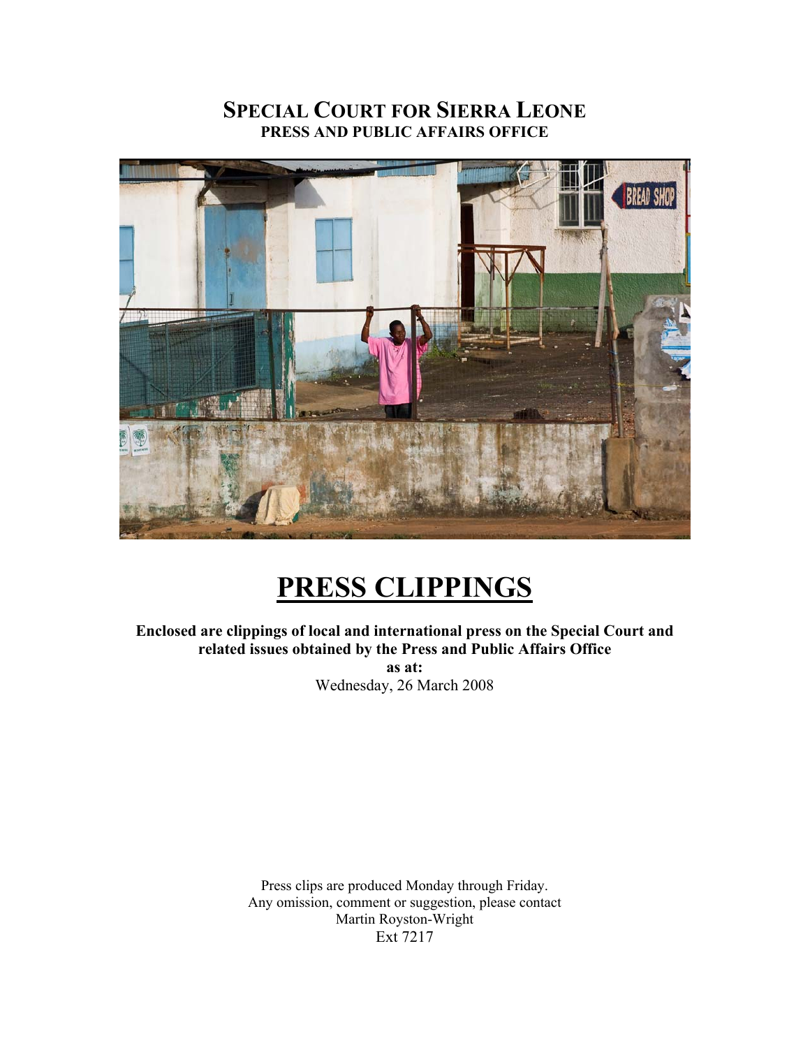# SPECIAL COURT FOR SIERRA LEONE
## PRESS AND PUBLIC AFFAIRS OFFICE

# PRESS CLIPPINGS

**Enclosed are clippings of local and international press on the Special Court and related issues obtained by the Press and Public Affairs Office as at:**

Wednesday, 26 March 2008

Press clips are produced Monday through Friday.
Any omission, comment or suggestion, please contact
Martin Royston-Wright
Ext 7217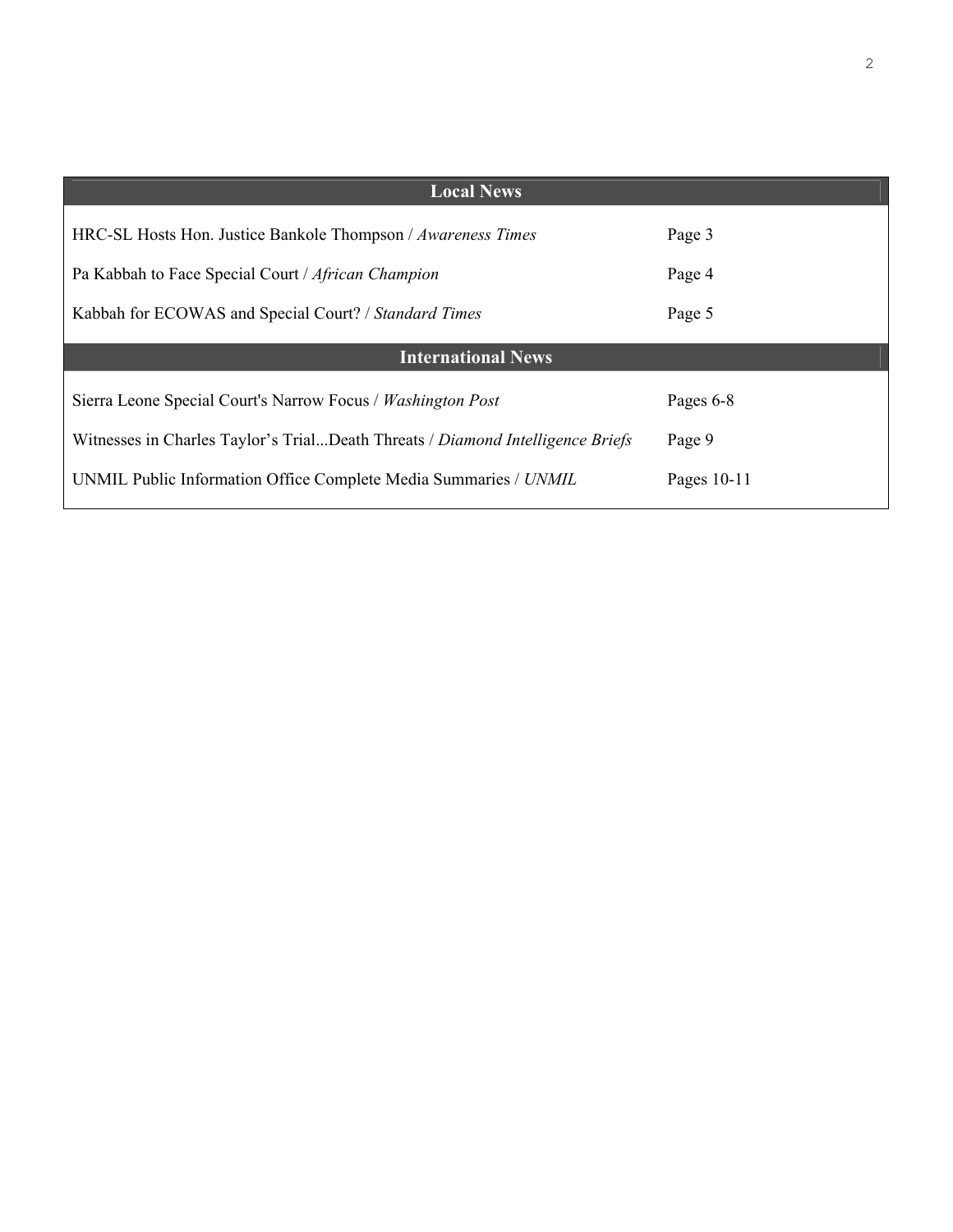| Local News | |
|---|---|
| HRC-SL Hosts Hon. Justice Bankole Thompson / *Awareness Times* | Page 3 |
| Pa Kabbah to Face Special Court / *African Champion* | Page 4 |
| Kabbah for ECOWAS and Special Court? / *Standard Times* | Page 5 |

| International News | |
|---|---|
| Sierra Leone Special Court's Narrow Focus / *Washington Post* | Pages 6-8 |
| Witnesses in Charles Taylor's Trial...Death Threats / *Diamond Intelligence Briefs* | Page 9 |
| UNMIL Public Information Office Complete Media Summaries / *UNMIL* | Pages 10-11 |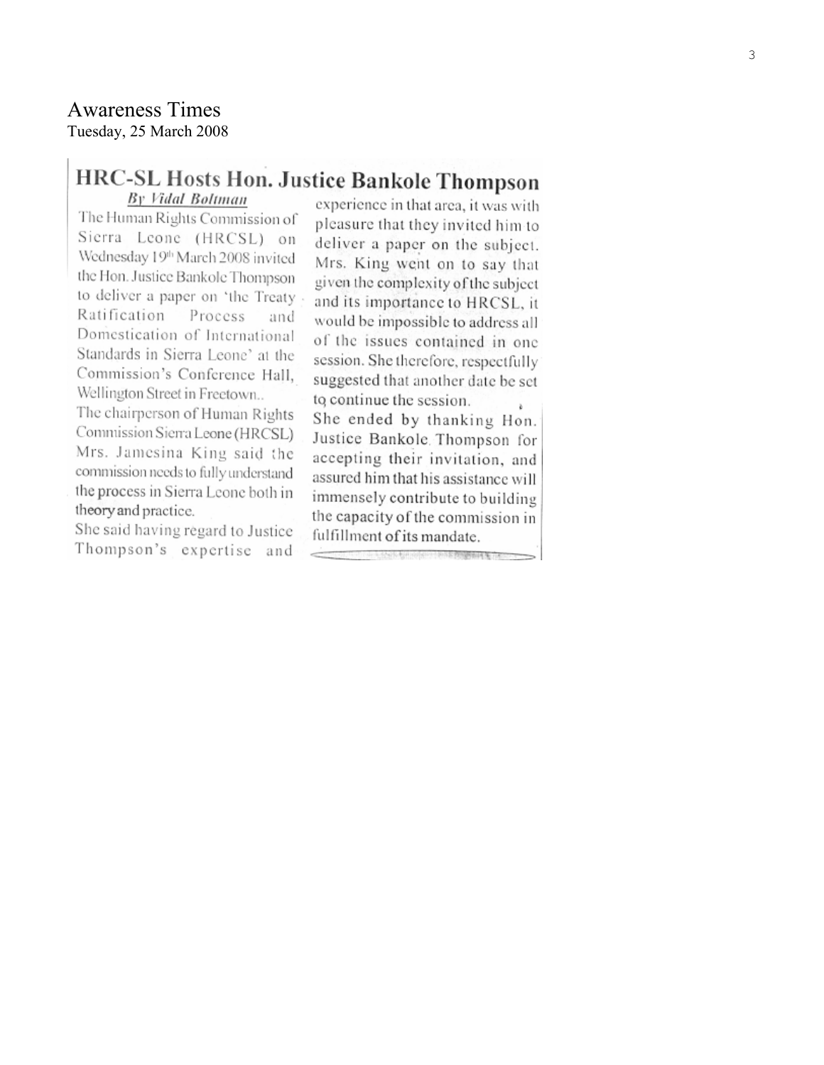Awareness Times
Tuesday, 25 March 2008

# HRC-SL Hosts Hon. Justice Bankole Thompson

*By Vidal Boltman*

The Human Rights Commission of Sierra Leone (HRCSL) on Wednesday 19th March 2008 invited the Hon. Justice Bankole Thompson to deliver a paper on 'the Treaty Ratification Process and Domestication of International Standards in Sierra Leone' at the Commission's Conference Hall, Wellington Street in Freetown..

The chairperson of Human Rights Commission Sierra Leone (HRCSL) Mrs. Jamesina King said the commission needs to fully understand the process in Sierra Leone both in theory and practice.

She said having regard to Justice Thompson's expertise and experience in that area, it was with pleasure that they invited him to deliver a paper on the subject. Mrs. King went on to say that given the complexity of the subject and its importance to HRCSL, it would be impossible to address all of the issues contained in one session. She therefore, respectfully suggested that another date be set to continue the session.

She ended by thanking Hon. Justice Bankole Thompson for accepting their invitation, and assured him that his assistance will immensely contribute to building the capacity of the commission in fulfillment of its mandate.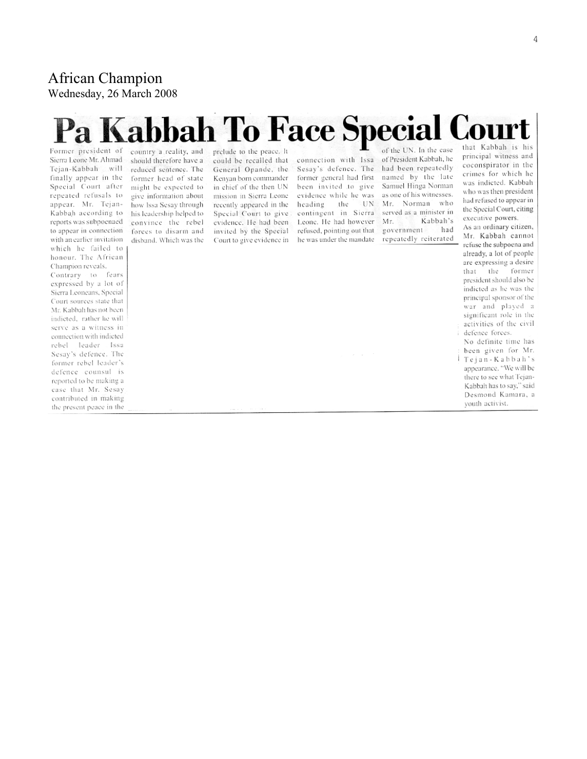African Champion
Wednesday, 26 March 2008

# Pa Kabbah To Face Special Court

Former president of Sierra Leone Mr. Ahmad Tejan-Kabbah will finally appear in the Special Court after repeated refusals to appear. Mr. Tejan-Kabbah according to reports was subpoenaed to appear in connection with an earlier invitation which he failed to honour. The African Champion reveals.

Contrary to fears expressed by a lot of Sierra Leoneans, Special Court sources state that Mr. Kabbah has not been indicted, rather he will serve as a witness in connection with indicted rebel leader Issa Sesay's defence. The former rebel leader's defence counsul is reported to be making a case that Mr. Sesay contributed in making the present peace in the country a reality, and should therefore have a reduced sentence. The former head of state might be expected to give information about how Issa Sesay through his leadership helped to convince the rebel forces to disarm and disband. Which was the prelude to the peace. It could be recalled that General Opande, the Kenyan born commander in chief of the then UN mission in Sierra Leone recently appeared in the Special Court to give evidence. He had been invited by the Special Court to give evidence in connection with Issa Sesay's defence. The former general had first been invited to give evidence while he was heading the UN contingent in Sierra Leone. He had however refused, pointing out that he was under the mandate of the UN. In the case of President Kabbah, he had been repeatedly named by the late Samuel Hinga Norman as one of his witnesses. Mr. Norman who served as a minister in Mr. Kabbah's government had repeatedly reiterated that Kabbah is his principal witness and coconspirator in the crimes for which he was indicted. Kabbah who was then president had refused to appear in the Special Court, citing executive powers.

As an ordinary citizen, Mr. Kabbah cannot refuse the subpoena and already, a lot of people are expressing a desire that the former president should also be indicted as he was the principal sponsor of the war and played a significant role in the activities of the civil defence forces.

No definite time has been given for Mr. Tejan-Kabbah's appearance. "We will be there to see what Tejan-Kabbah has to say," said Desmond Kamara, a youth activist.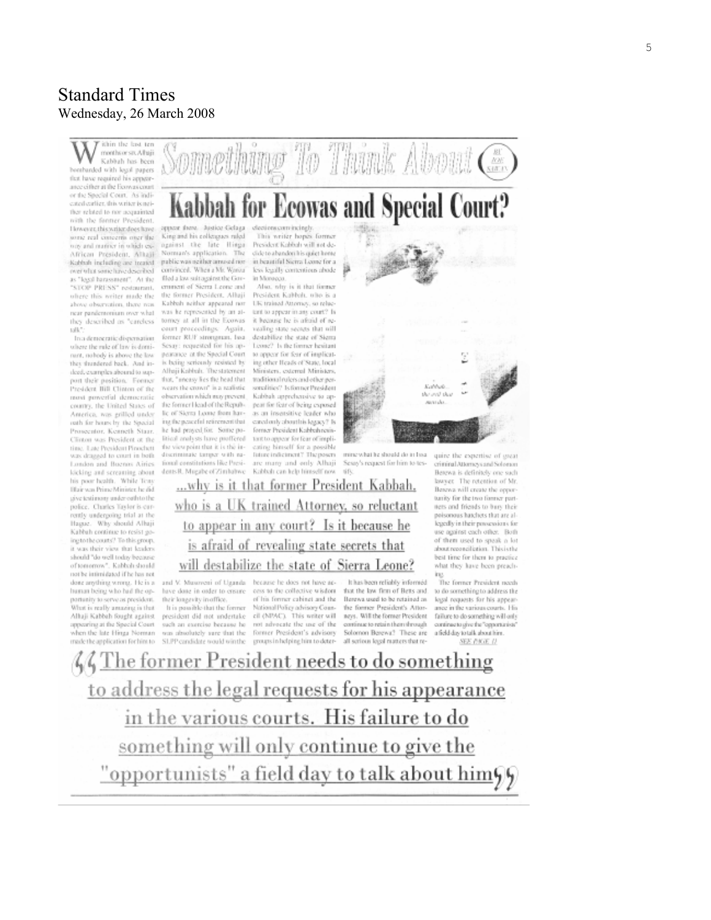# Standard Times
Wednesday, 26 March 2008

## Something To Think About

# Kabbah for Ecowas and Special Court?

Within the last ten months or six Alhaji Kabbah has been bombarded with legal papers that have required his appearance either at the Ecowas court or the Special Court. As indicated earlier, this writer is neither related to nor acquainted with the former President. However, this writer does have some real concerns over the way and manner in which ex-African President, Alhaji Kabbah including are treated over what some have described as "legal harassment". At the "STOP PRESS" restaurant, where this writer made the above observation, there was near pandemonium over what they described as "careless talk".

In a democratic dispensation where the rule of law is dominant, nobody is above the law they thundered back. And indeed, examples abound to support their position. Former President Bill Clinton of the most powerful democratic country, the United States of America, was grilled under oath for hours by the Special Prosecutor, Kenneth Starr. Clinton was President at the time. Late President Pinochet was dragged to court in both London and Buenos Aires kicking and screaming about his poor health. While Tony Blair was Prime Minister he did give testimony under oath to the police. Charles Taylor is currently undergoing trial at the Hague. Why should Alhaji Kabbah continue to resist going to the courts? To this group, it was their view that leaders should "do well today because of tomorrow". Kabbah should not be intimidated if he has not done anything wrong. He is a human being who had the opportunity to serve as president. What is really amazing is that Alhaji Kabbah fought against appearing at the Special Court when the late Hinga Norman made the application for him to appear there. Justice Gelaga King and his colleagues ruled against the late Hinga Norman's application. The public was neither amused nor convinced. When a Mr. Wanza filed a law suit against the Government of Sierra Leone and the former President, Alhaji Kabbah neither appeared nor was he represented by an attorney at all in the Ecowas court proceedings. Again, former RUF strongman, Issa Sesay: requested for his appearance at the Special Court is being seriously resisted by Alhaji Kabbah. The statement that, "uneasy lies the head that wears the crown" is a realistic observation which may prevent the former Head of the Republic of Sierra Leone from having the peaceful retirement that he had prayed for. Some political analysts have proffered the view point that it is the indiscriminate tamper with national constitutions like Presidents R. Mugabe of Zimbabwe and Y. Museveni of Uganda have done in order to ensure their longevity in office.

It is possible that the former president did not undertake such an exercise because he was absolutely sure that the SLPP candidate would win the elections convincingly.

This writer hopes former President Kabbah will not decide to abandon his quiet home in beautiful Sierra Leone for a less legally contentious abode in Morocco.

Also, why is it that former President Kabbah, who is a UK trained Attorney, so reluctant to appear in any court? Is it because he is afraid of revealing state secrets that will destabilize the state of Sierra Leone? Is the former hesitant to appear for fear of implicating other Heads of State, local Ministers, external Ministers, traditional rulers and other personalities? Is former President Kabbah apprehensive to appear for fear of being exposed as an insensitive leader who cared only about his legacy? Is former President Kabbah resistant to appear for fear of implicating himself for a possible future indictment? The posers are many and only Alhaji Kabbah can help himself now because he does not have access to the collective wisdom of his former cabinet and the National Policy advisory Council (NPAC). This writer will not advocate the use of the former President's advisory groups in helping him to determine what he should do in Issa Sesay's request for him to testify.

**...why is it that former President Kabbah, who is a UK trained Attorney, so reluctant to appear in any court? Is it because he is afraid of revealing state secrets that will destabilize the state of Sierra Leone?**

It has been reliably informed that the law firm of Betts and Berewa used to be retained as the former President's Attorneys. Will the former President continue to retain them through Solomon Berewa? These are all serious legal matters that require the expertise of great criminal Attorneys and Solomon Berewa is definitely one such lawyer. The retention of Mr. Berewa will create the opportunity for the two former partners and friends to bury their poisonous hatchets that are allegedly in their possessions for use against each other. Both of them used to speak a lot about reconciliation. This is the best time for them to practice what they have been preaching.

The former President needs to do something to address the legal requests for his appearance in the various courts. His failure to do something will only continue to give the "opportunists" a field day to talk about him.

SEE PAGE 11

**"The former President needs to do something to address the legal requests for his appearance in the various courts. His failure to do something will only continue to give the "opportunists" a field day to talk about him"**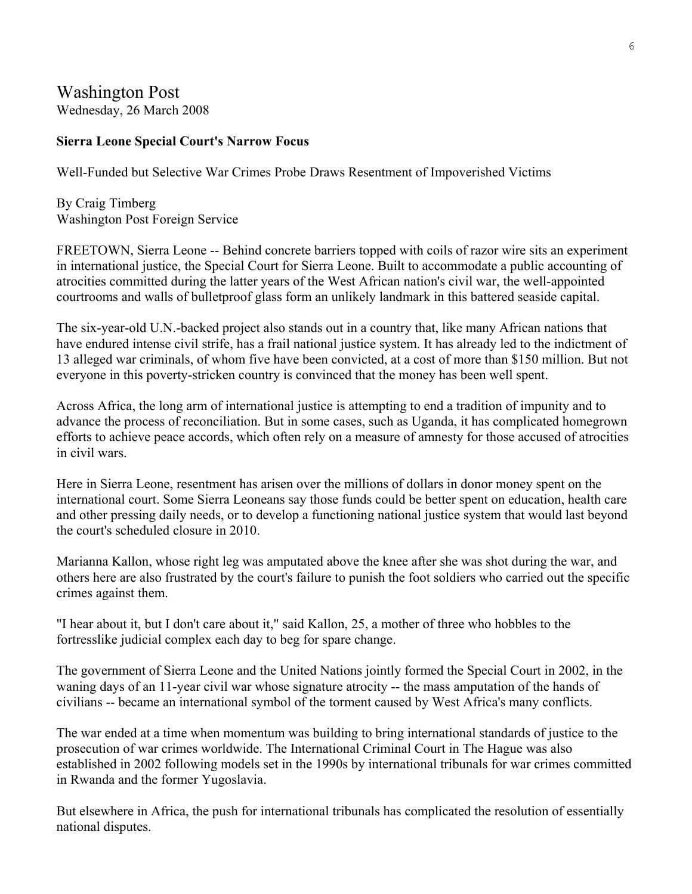# Washington Post

Wednesday, 26 March 2008

**Sierra Leone Special Court's Narrow Focus**

Well-Funded but Selective War Crimes Probe Draws Resentment of Impoverished Victims

By Craig Timberg
Washington Post Foreign Service

FREETOWN, Sierra Leone -- Behind concrete barriers topped with coils of razor wire sits an experiment in international justice, the Special Court for Sierra Leone. Built to accommodate a public accounting of atrocities committed during the latter years of the West African nation's civil war, the well-appointed courtrooms and walls of bulletproof glass form an unlikely landmark in this battered seaside capital.

The six-year-old U.N.-backed project also stands out in a country that, like many African nations that have endured intense civil strife, has a frail national justice system. It has already led to the indictment of 13 alleged war criminals, of whom five have been convicted, at a cost of more than $150 million. But not everyone in this poverty-stricken country is convinced that the money has been well spent.

Across Africa, the long arm of international justice is attempting to end a tradition of impunity and to advance the process of reconciliation. But in some cases, such as Uganda, it has complicated homegrown efforts to achieve peace accords, which often rely on a measure of amnesty for those accused of atrocities in civil wars.

Here in Sierra Leone, resentment has arisen over the millions of dollars in donor money spent on the international court. Some Sierra Leoneans say those funds could be better spent on education, health care and other pressing daily needs, or to develop a functioning national justice system that would last beyond the court's scheduled closure in 2010.

Marianna Kallon, whose right leg was amputated above the knee after she was shot during the war, and others here are also frustrated by the court's failure to punish the foot soldiers who carried out the specific crimes against them.

"I hear about it, but I don't care about it," said Kallon, 25, a mother of three who hobbles to the fortresslike judicial complex each day to beg for spare change.

The government of Sierra Leone and the United Nations jointly formed the Special Court in 2002, in the waning days of an 11-year civil war whose signature atrocity -- the mass amputation of the hands of civilians -- became an international symbol of the torment caused by West Africa's many conflicts.

The war ended at a time when momentum was building to bring international standards of justice to the prosecution of war crimes worldwide. The International Criminal Court in The Hague was also established in 2002 following models set in the 1990s by international tribunals for war crimes committed in Rwanda and the former Yugoslavia.

But elsewhere in Africa, the push for international tribunals has complicated the resolution of essentially national disputes.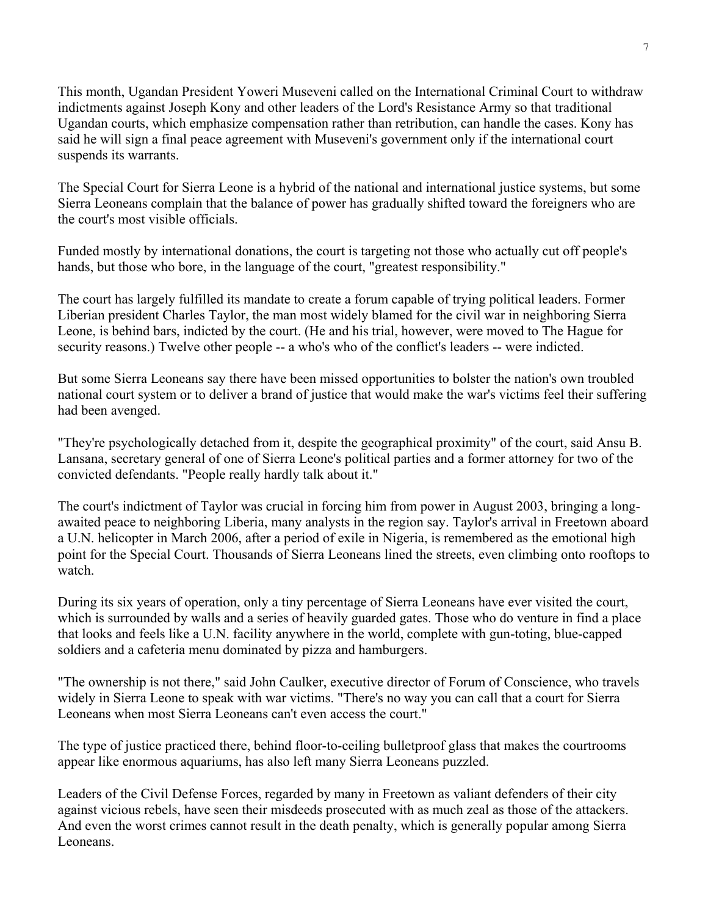This month, Ugandan President Yoweri Museveni called on the International Criminal Court to withdraw indictments against Joseph Kony and other leaders of the Lord's Resistance Army so that traditional Ugandan courts, which emphasize compensation rather than retribution, can handle the cases. Kony has said he will sign a final peace agreement with Museveni's government only if the international court suspends its warrants.

The Special Court for Sierra Leone is a hybrid of the national and international justice systems, but some Sierra Leoneans complain that the balance of power has gradually shifted toward the foreigners who are the court's most visible officials.

Funded mostly by international donations, the court is targeting not those who actually cut off people's hands, but those who bore, in the language of the court, "greatest responsibility."

The court has largely fulfilled its mandate to create a forum capable of trying political leaders. Former Liberian president Charles Taylor, the man most widely blamed for the civil war in neighboring Sierra Leone, is behind bars, indicted by the court. (He and his trial, however, were moved to The Hague for security reasons.) Twelve other people -- a who's who of the conflict's leaders -- were indicted.

But some Sierra Leoneans say there have been missed opportunities to bolster the nation's own troubled national court system or to deliver a brand of justice that would make the war's victims feel their suffering had been avenged.

"They're psychologically detached from it, despite the geographical proximity" of the court, said Ansu B. Lansana, secretary general of one of Sierra Leone's political parties and a former attorney for two of the convicted defendants. "People really hardly talk about it."

The court's indictment of Taylor was crucial in forcing him from power in August 2003, bringing a long-awaited peace to neighboring Liberia, many analysts in the region say. Taylor's arrival in Freetown aboard a U.N. helicopter in March 2006, after a period of exile in Nigeria, is remembered as the emotional high point for the Special Court. Thousands of Sierra Leoneans lined the streets, even climbing onto rooftops to watch.

During its six years of operation, only a tiny percentage of Sierra Leoneans have ever visited the court, which is surrounded by walls and a series of heavily guarded gates. Those who do venture in find a place that looks and feels like a U.N. facility anywhere in the world, complete with gun-toting, blue-capped soldiers and a cafeteria menu dominated by pizza and hamburgers.

"The ownership is not there," said John Caulker, executive director of Forum of Conscience, who travels widely in Sierra Leone to speak with war victims. "There's no way you can call that a court for Sierra Leoneans when most Sierra Leoneans can't even access the court."

The type of justice practiced there, behind floor-to-ceiling bulletproof glass that makes the courtrooms appear like enormous aquariums, has also left many Sierra Leoneans puzzled.

Leaders of the Civil Defense Forces, regarded by many in Freetown as valiant defenders of their city against vicious rebels, have seen their misdeeds prosecuted with as much zeal as those of the attackers. And even the worst crimes cannot result in the death penalty, which is generally popular among Sierra Leoneans.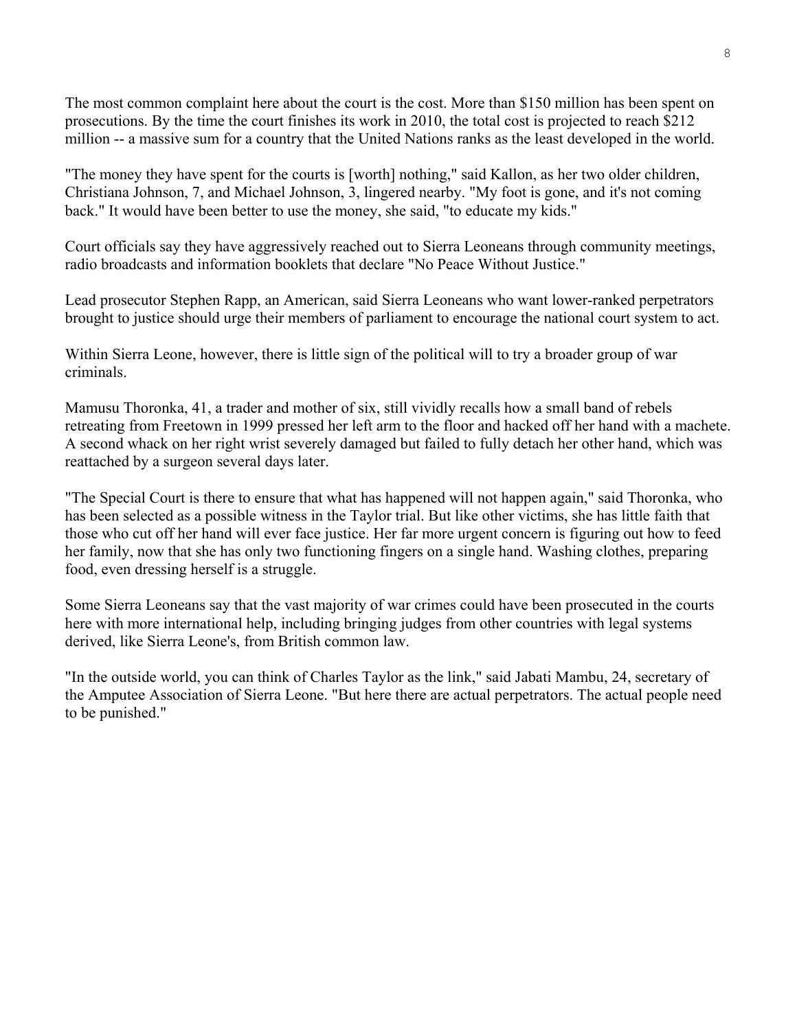The most common complaint here about the court is the cost. More than $150 million has been spent on prosecutions. By the time the court finishes its work in 2010, the total cost is projected to reach $212 million -- a massive sum for a country that the United Nations ranks as the least developed in the world.

"The money they have spent for the courts is [worth] nothing," said Kallon, as her two older children, Christiana Johnson, 7, and Michael Johnson, 3, lingered nearby. "My foot is gone, and it's not coming back." It would have been better to use the money, she said, "to educate my kids."

Court officials say they have aggressively reached out to Sierra Leoneans through community meetings, radio broadcasts and information booklets that declare "No Peace Without Justice."

Lead prosecutor Stephen Rapp, an American, said Sierra Leoneans who want lower-ranked perpetrators brought to justice should urge their members of parliament to encourage the national court system to act.

Within Sierra Leone, however, there is little sign of the political will to try a broader group of war criminals.

Mamusu Thoronka, 41, a trader and mother of six, still vividly recalls how a small band of rebels retreating from Freetown in 1999 pressed her left arm to the floor and hacked off her hand with a machete. A second whack on her right wrist severely damaged but failed to fully detach her other hand, which was reattached by a surgeon several days later.

"The Special Court is there to ensure that what has happened will not happen again," said Thoronka, who has been selected as a possible witness in the Taylor trial. But like other victims, she has little faith that those who cut off her hand will ever face justice. Her far more urgent concern is figuring out how to feed her family, now that she has only two functioning fingers on a single hand. Washing clothes, preparing food, even dressing herself is a struggle.

Some Sierra Leoneans say that the vast majority of war crimes could have been prosecuted in the courts here with more international help, including bringing judges from other countries with legal systems derived, like Sierra Leone's, from British common law.

"In the outside world, you can think of Charles Taylor as the link," said Jabati Mambu, 24, secretary of the Amputee Association of Sierra Leone. "But here there are actual perpetrators. The actual people need to be punished."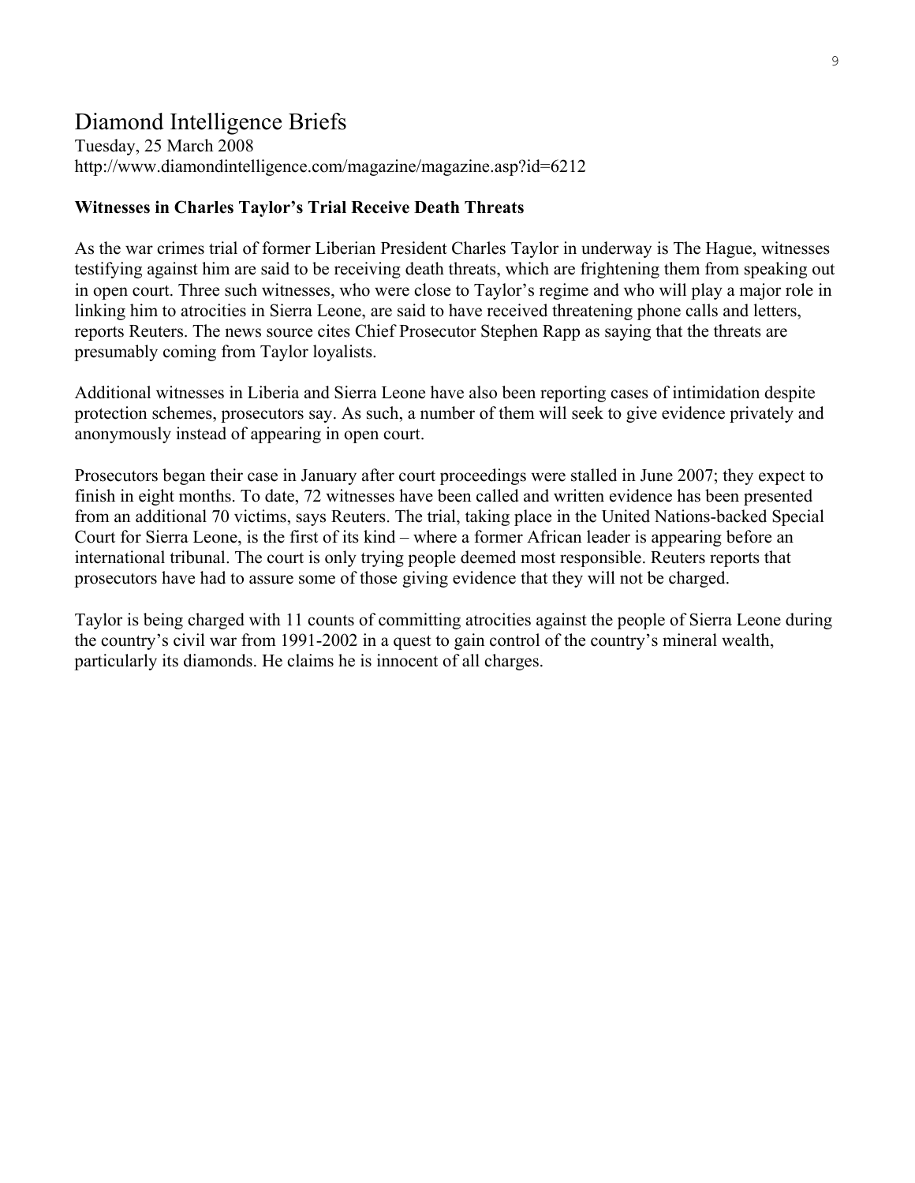# Diamond Intelligence Briefs

Tuesday, 25 March 2008
http://www.diamondintelligence.com/magazine/magazine.asp?id=6212

**Witnesses in Charles Taylor's Trial Receive Death Threats**

As the war crimes trial of former Liberian President Charles Taylor in underway is The Hague, witnesses testifying against him are said to be receiving death threats, which are frightening them from speaking out in open court. Three such witnesses, who were close to Taylor's regime and who will play a major role in linking him to atrocities in Sierra Leone, are said to have received threatening phone calls and letters, reports Reuters. The news source cites Chief Prosecutor Stephen Rapp as saying that the threats are presumably coming from Taylor loyalists.

Additional witnesses in Liberia and Sierra Leone have also been reporting cases of intimidation despite protection schemes, prosecutors say. As such, a number of them will seek to give evidence privately and anonymously instead of appearing in open court.

Prosecutors began their case in January after court proceedings were stalled in June 2007; they expect to finish in eight months. To date, 72 witnesses have been called and written evidence has been presented from an additional 70 victims, says Reuters. The trial, taking place in the United Nations-backed Special Court for Sierra Leone, is the first of its kind – where a former African leader is appearing before an international tribunal. The court is only trying people deemed most responsible. Reuters reports that prosecutors have had to assure some of those giving evidence that they will not be charged.

Taylor is being charged with 11 counts of committing atrocities against the people of Sierra Leone during the country's civil war from 1991-2002 in a quest to gain control of the country's mineral wealth, particularly its diamonds. He claims he is innocent of all charges.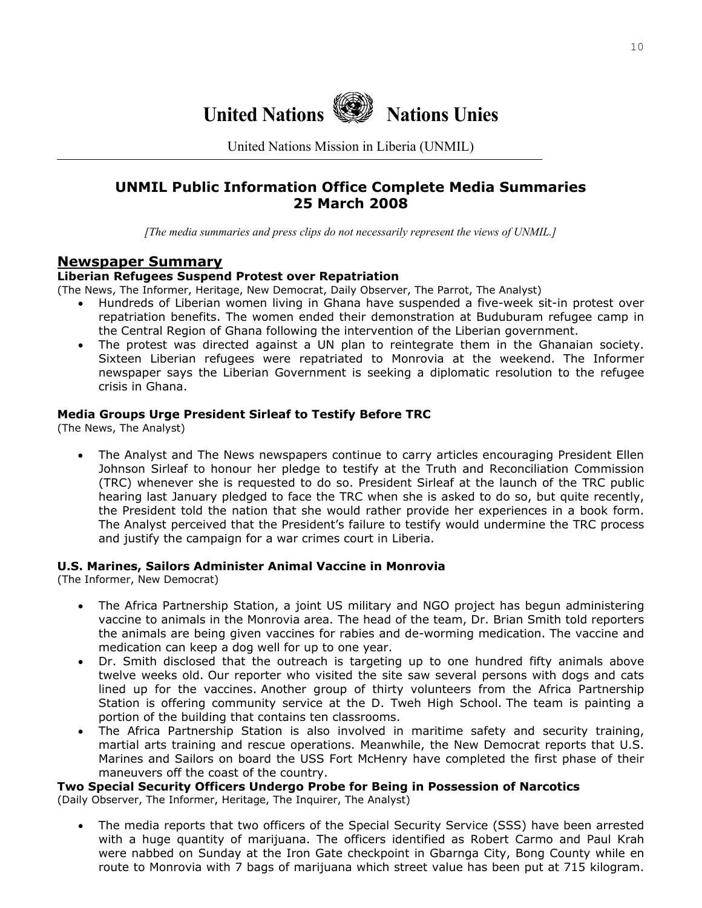# United Nations Nations Unies

United Nations Mission in Liberia (UNMIL)

## UNMIL Public Information Office Complete Media Summaries
## 25 March 2008

*[The media summaries and press clips do not necessarily represent the views of UNMIL.]*

## Newspaper Summary

**Liberian Refugees Suspend Protest over Repatriation**

(The News, The Informer, Heritage, New Democrat, Daily Observer, The Parrot, The Analyst)

- Hundreds of Liberian women living in Ghana have suspended a five-week sit-in protest over repatriation benefits. The women ended their demonstration at Buduburam refugee camp in the Central Region of Ghana following the intervention of the Liberian government.
- The protest was directed against a UN plan to reintegrate them in the Ghanaian society. Sixteen Liberian refugees were repatriated to Monrovia at the weekend. The Informer newspaper says the Liberian Government is seeking a diplomatic resolution to the refugee crisis in Ghana.

**Media Groups Urge President Sirleaf to Testify Before TRC**

(The News, The Analyst)

- The Analyst and The News newspapers continue to carry articles encouraging President Ellen Johnson Sirleaf to honour her pledge to testify at the Truth and Reconciliation Commission (TRC) whenever she is requested to do so. President Sirleaf at the launch of the TRC public hearing last January pledged to face the TRC when she is asked to do so, but quite recently, the President told the nation that she would rather provide her experiences in a book form. The Analyst perceived that the President's failure to testify would undermine the TRC process and justify the campaign for a war crimes court in Liberia.

**U.S. Marines, Sailors Administer Animal Vaccine in Monrovia**

(The Informer, New Democrat)

- The Africa Partnership Station, a joint US military and NGO project has begun administering vaccine to animals in the Monrovia area. The head of the team, Dr. Brian Smith told reporters the animals are being given vaccines for rabies and de-worming medication. The vaccine and medication can keep a dog well for up to one year.
- Dr. Smith disclosed that the outreach is targeting up to one hundred fifty animals above twelve weeks old. Our reporter who visited the site saw several persons with dogs and cats lined up for the vaccines. Another group of thirty volunteers from the Africa Partnership Station is offering community service at the D. Tweh High School. The team is painting a portion of the building that contains ten classrooms.
- The Africa Partnership Station is also involved in maritime safety and security training, martial arts training and rescue operations. Meanwhile, the New Democrat reports that U.S. Marines and Sailors on board the USS Fort McHenry have completed the first phase of their maneuvers off the coast of the country.

**Two Special Security Officers Undergo Probe for Being in Possession of Narcotics**

(Daily Observer, The Informer, Heritage, The Inquirer, The Analyst)

- The media reports that two officers of the Special Security Service (SSS) have been arrested with a huge quantity of marijuana. The officers identified as Robert Carmo and Paul Krah were nabbed on Sunday at the Iron Gate checkpoint in Gbarnga City, Bong County while en route to Monrovia with 7 bags of marijuana which street value has been put at 715 kilogram.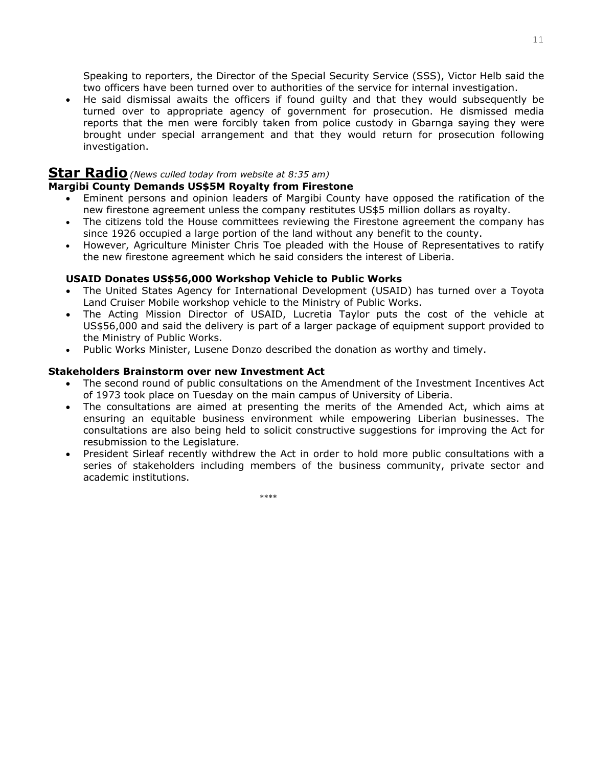Speaking to reporters, the Director of the Special Security Service (SSS), Victor Helb said the two officers have been turned over to authorities of the service for internal investigation.

- He said dismissal awaits the officers if found guilty and that they would subsequently be turned over to appropriate agency of government for prosecution. He dismissed media reports that the men were forcibly taken from police custody in Gbarnga saying they were brought under special arrangement and that they would return for prosecution following investigation.

## Star Radio *(News culled today from website at 8:35 am)*

**Margibi County Demands US$5M Royalty from Firestone**

- Eminent persons and opinion leaders of Margibi County have opposed the ratification of the new firestone agreement unless the company restitutes US$5 million dollars as royalty.
- The citizens told the House committees reviewing the Firestone agreement the company has since 1926 occupied a large portion of the land without any benefit to the county.
- However, Agriculture Minister Chris Toe pleaded with the House of Representatives to ratify the new firestone agreement which he said considers the interest of Liberia.

**USAID Donates US$56,000 Workshop Vehicle to Public Works**

- The United States Agency for International Development (USAID) has turned over a Toyota Land Cruiser Mobile workshop vehicle to the Ministry of Public Works.
- The Acting Mission Director of USAID, Lucretia Taylor puts the cost of the vehicle at US$56,000 and said the delivery is part of a larger package of equipment support provided to the Ministry of Public Works.
- Public Works Minister, Lusene Donzo described the donation as worthy and timely.

**Stakeholders Brainstorm over new Investment Act**

- The second round of public consultations on the Amendment of the Investment Incentives Act of 1973 took place on Tuesday on the main campus of University of Liberia.
- The consultations are aimed at presenting the merits of the Amended Act, which aims at ensuring an equitable business environment while empowering Liberian businesses. The consultations are also being held to solicit constructive suggestions for improving the Act for resubmission to the Legislature.
- President Sirleaf recently withdrew the Act in order to hold more public consultations with a series of stakeholders including members of the business community, private sector and academic institutions.

****